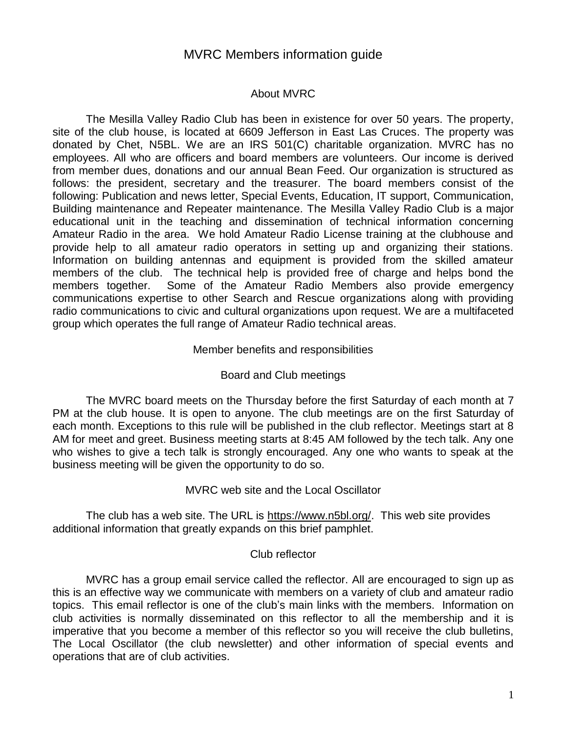# MVRC Members information guide

## About MVRC

The Mesilla Valley Radio Club has been in existence for over 50 years. The property, site of the club house, is located at 6609 Jefferson in East Las Cruces. The property was donated by Chet, N5BL. We are an IRS 501(C) charitable organization. MVRC has no employees. All who are officers and board members are volunteers. Our income is derived from member dues, donations and our annual Bean Feed. Our organization is structured as follows: the president, secretary and the treasurer. The board members consist of the following: Publication and news letter, Special Events, Education, IT support, Communication, Building maintenance and Repeater maintenance. The Mesilla Valley Radio Club is a major educational unit in the teaching and dissemination of technical information concerning Amateur Radio in the area. We hold Amateur Radio License training at the clubhouse and provide help to all amateur radio operators in setting up and organizing their stations. Information on building antennas and equipment is provided from the skilled amateur members of the club. The technical help is provided free of charge and helps bond the members together. Some of the Amateur Radio Members also provide emergency communications expertise to other Search and Rescue organizations along with providing radio communications to civic and cultural organizations upon request. We are a multifaceted group which operates the full range of Amateur Radio technical areas.

## Member benefits and responsibilities

### Board and Club meetings

The MVRC board meets on the Thursday before the first Saturday of each month at 7 PM at the club house. It is open to anyone. The club meetings are on the first Saturday of each month. Exceptions to this rule will be published in the club reflector. Meetings start at 8 AM for meet and greet. Business meeting starts at 8:45 AM followed by the tech talk. Any one who wishes to give a tech talk is strongly encouraged. Any one who wants to speak at the business meeting will be given the opportunity to do so.

### MVRC web site and the Local Oscillator

The club has a web site. The URL is https://www.n5bl.org/. This web site provides additional information that greatly expands on this brief pamphlet.

### Club reflector

MVRC has a group email service called the reflector. All are encouraged to sign up as this is an effective way we communicate with members on a variety of club and amateur radio topics. This email reflector is one of the club's main links with the members. Information on club activities is normally disseminated on this reflector to all the membership and it is imperative that you become a member of this reflector so you will receive the club bulletins, The Local Oscillator (the club newsletter) and other information of special events and operations that are of club activities.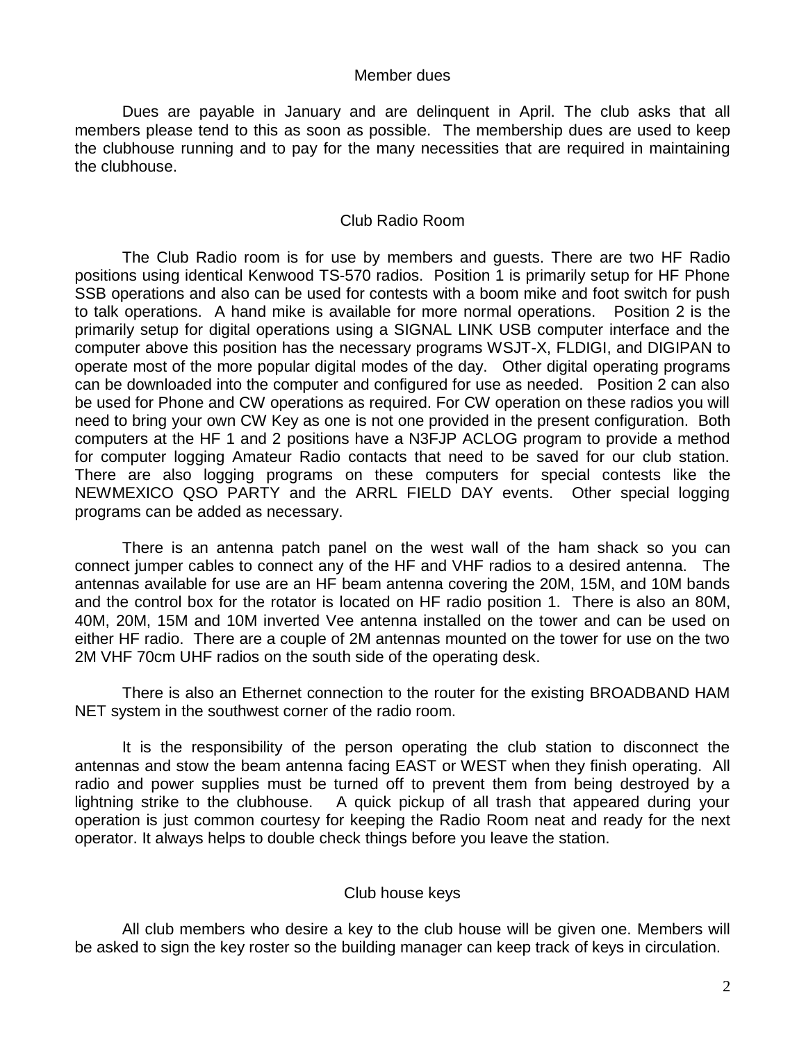## Member dues

Dues are payable in January and are delinquent in April. The club asks that all members please tend to this as soon as possible. The membership dues are used to keep the clubhouse running and to pay for the many necessities that are required in maintaining the clubhouse.

## Club Radio Room

The Club Radio room is for use by members and guests. There are two HF Radio positions using identical Kenwood TS-570 radios. Position 1 is primarily setup for HF Phone SSB operations and also can be used for contests with a boom mike and foot switch for push to talk operations. A hand mike is available for more normal operations. Position 2 is the primarily setup for digital operations using a SIGNAL LINK USB computer interface and the computer above this position has the necessary programs WSJT-X, FLDIGI, and DIGIPAN to operate most of the more popular digital modes of the day. Other digital operating programs can be downloaded into the computer and configured for use as needed. Position 2 can also be used for Phone and CW operations as required. For CW operation on these radios you will need to bring your own CW Key as one is not one provided in the present configuration. Both computers at the HF 1 and 2 positions have a N3FJP ACLOG program to provide a method for computer logging Amateur Radio contacts that need to be saved for our club station. There are also logging programs on these computers for special contests like the NEWMEXICO QSO PARTY and the ARRL FIELD DAY events. Other special logging programs can be added as necessary.

There is an antenna patch panel on the west wall of the ham shack so you can connect jumper cables to connect any of the HF and VHF radios to a desired antenna. The antennas available for use are an HF beam antenna covering the 20M, 15M, and 10M bands and the control box for the rotator is located on HF radio position 1. There is also an 80M, 40M, 20M, 15M and 10M inverted Vee antenna installed on the tower and can be used on either HF radio. There are a couple of 2M antennas mounted on the tower for use on the two 2M VHF 70cm UHF radios on the south side of the operating desk.

There is also an Ethernet connection to the router for the existing BROADBAND HAM NET system in the southwest corner of the radio room.

It is the responsibility of the person operating the club station to disconnect the antennas and stow the beam antenna facing EAST or WEST when they finish operating. All radio and power supplies must be turned off to prevent them from being destroyed by a lightning strike to the clubhouse. A quick pickup of all trash that appeared during your operation is just common courtesy for keeping the Radio Room neat and ready for the next operator. It always helps to double check things before you leave the station.

## Club house keys

All club members who desire a key to the club house will be given one. Members will be asked to sign the key roster so the building manager can keep track of keys in circulation.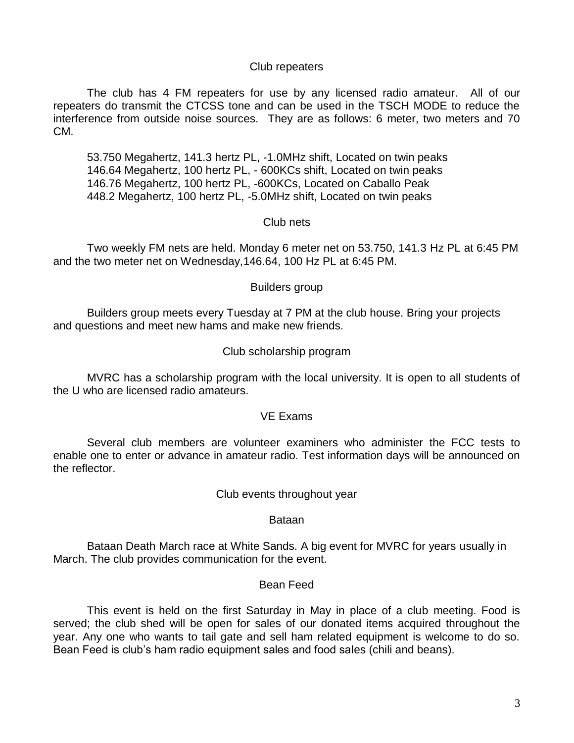## Club repeaters

The club has 4 FM repeaters for use by any licensed radio amateur. All of our repeaters do transmit the CTCSS tone and can be used in the TSCH MODE to reduce the interference from outside noise sources. They are as follows: 6 meter, two meters and 70 CM.

53.750 Megahertz, 141.3 hertz PL, -1.0MHz shift, Located on twin peaks
146.64 Megahertz, 100 hertz PL, - 600KCs shift, Located on twin peaks
146.76 Megahertz, 100 hertz PL, -600KCs, Located on Caballo Peak
448.2 Megahertz, 100 hertz PL, -5.0MHz shift, Located on twin peaks

## Club nets

Two weekly FM nets are held. Monday 6 meter net on 53.750, 141.3 Hz PL at 6:45 PM and the two meter net on Wednesday,146.64, 100 Hz PL at 6:45 PM.

## Builders group

Builders group meets every Tuesday at 7 PM at the club house. Bring your projects and questions and meet new hams and make new friends.

## Club scholarship program

MVRC has a scholarship program with the local university. It is open to all students of the U who are licensed radio amateurs.

## VE Exams

Several club members are volunteer examiners who administer the FCC tests to enable one to enter or advance in amateur radio. Test information days will be announced on the reflector.

## Club events throughout year

### Bataan

Bataan Death March race at White Sands. A big event for MVRC for years usually in March. The club provides communication for the event.

### Bean Feed

This event is held on the first Saturday in May in place of a club meeting. Food is served; the club shed will be open for sales of our donated items acquired throughout the year. Any one who wants to tail gate and sell ham related equipment is welcome to do so. Bean Feed is club's ham radio equipment sales and food sales (chili and beans).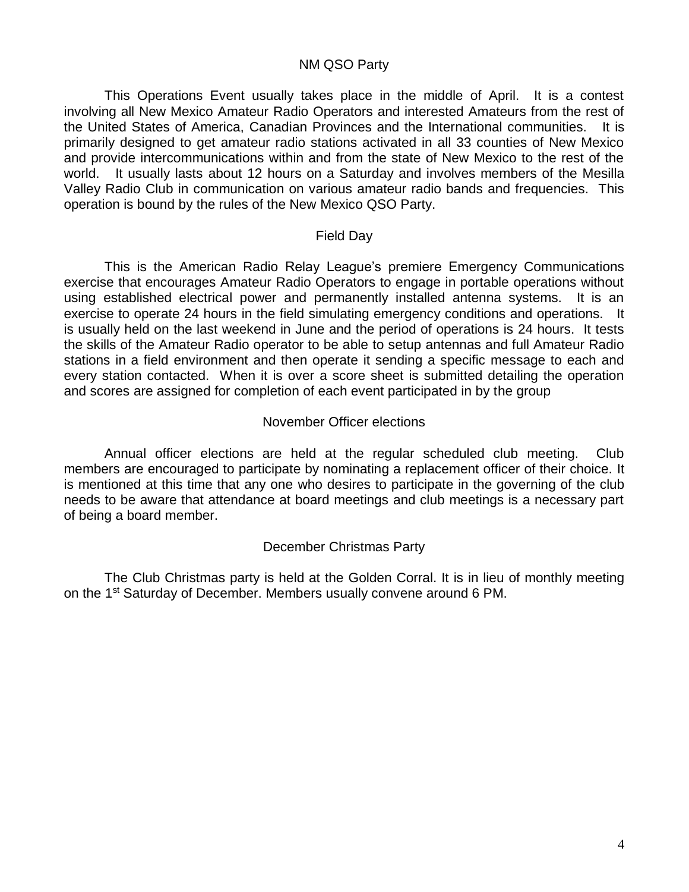## NM QSO Party

This Operations Event usually takes place in the middle of April. It is a contest involving all New Mexico Amateur Radio Operators and interested Amateurs from the rest of the United States of America, Canadian Provinces and the International communities. It is primarily designed to get amateur radio stations activated in all 33 counties of New Mexico and provide intercommunications within and from the state of New Mexico to the rest of the world. It usually lasts about 12 hours on a Saturday and involves members of the Mesilla Valley Radio Club in communication on various amateur radio bands and frequencies. This operation is bound by the rules of the New Mexico QSO Party.

## Field Day

This is the American Radio Relay League's premiere Emergency Communications exercise that encourages Amateur Radio Operators to engage in portable operations without using established electrical power and permanently installed antenna systems. It is an exercise to operate 24 hours in the field simulating emergency conditions and operations. It is usually held on the last weekend in June and the period of operations is 24 hours. It tests the skills of the Amateur Radio operator to be able to setup antennas and full Amateur Radio stations in a field environment and then operate it sending a specific message to each and every station contacted. When it is over a score sheet is submitted detailing the operation and scores are assigned for completion of each event participated in by the group

## November Officer elections

Annual officer elections are held at the regular scheduled club meeting. Club members are encouraged to participate by nominating a replacement officer of their choice. It is mentioned at this time that any one who desires to participate in the governing of the club needs to be aware that attendance at board meetings and club meetings is a necessary part of being a board member.

## December Christmas Party

The Club Christmas party is held at the Golden Corral. It is in lieu of monthly meeting on the 1st Saturday of December. Members usually convene around 6 PM.